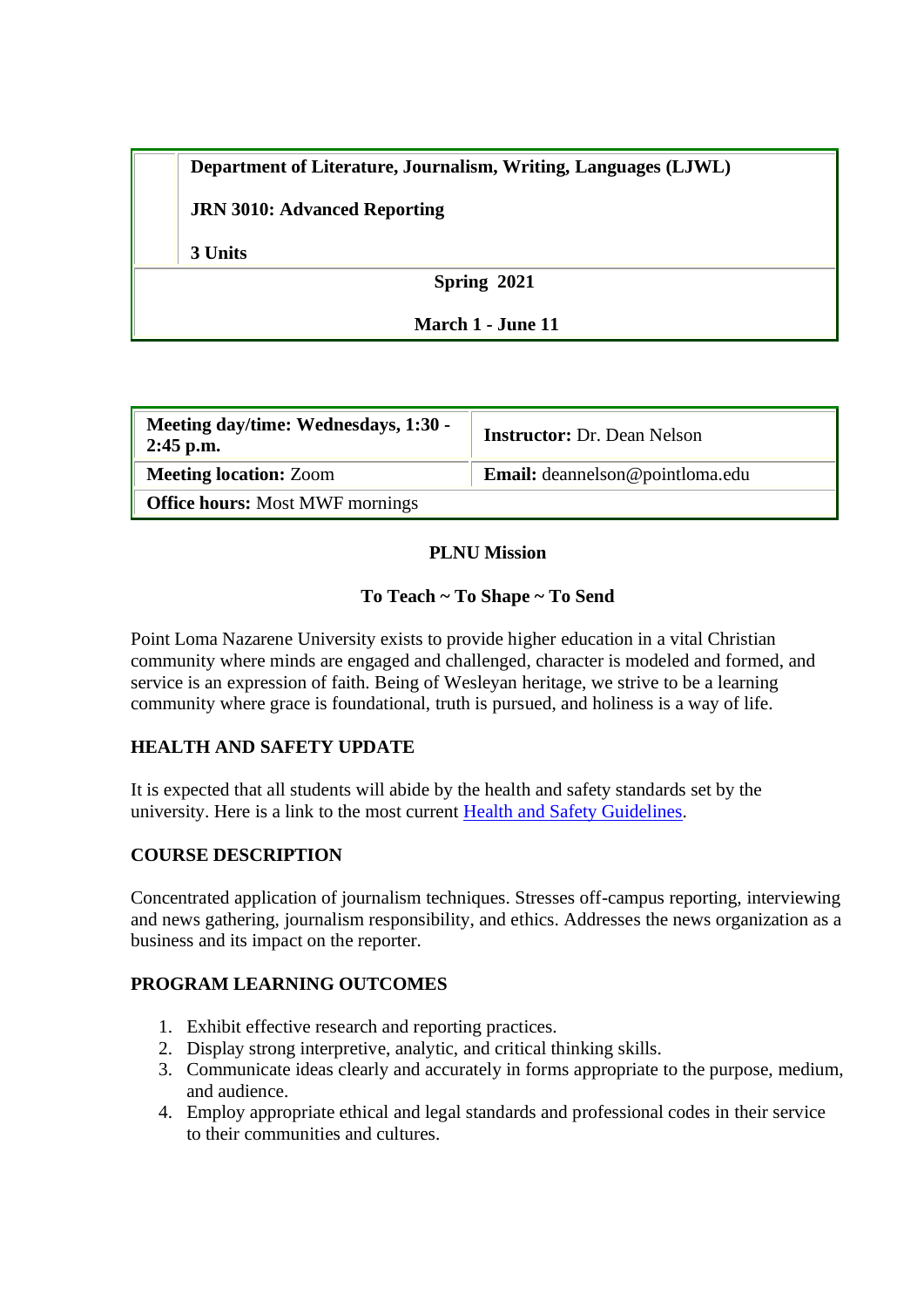| **Department of Literature, Journalism, Writing, Languages (LJWL)**<br><br>**JRN 3010: Advanced Reporting**<br><br>**3 Units** |
|---|
| **Spring 2021**<br><br>**March 1 - June 11** |

| **Meeting day/time:** Wednesdays, 1:30 - 2:45 p.m. | **Instructor:** Dr. Dean Nelson |
|---|---|
| **Meeting location:** Zoom | **Email:** deannelson@pointloma.edu |
| **Office hours:** Most MWF mornings | |

**PLNU Mission**

**To Teach ~ To Shape ~ To Send**

Point Loma Nazarene University exists to provide higher education in a vital Christian community where minds are engaged and challenged, character is modeled and formed, and service is an expression of faith. Being of Wesleyan heritage, we strive to be a learning community where grace is foundational, truth is pursued, and holiness is a way of life.

## HEALTH AND SAFETY UPDATE

It is expected that all students will abide by the health and safety standards set by the university. Here is a link to the most current [Health and Safety Guidelines](#).

## COURSE DESCRIPTION

Concentrated application of journalism techniques. Stresses off-campus reporting, interviewing and news gathering, journalism responsibility, and ethics. Addresses the news organization as a business and its impact on the reporter.

## PROGRAM LEARNING OUTCOMES

1. Exhibit effective research and reporting practices.
2. Display strong interpretive, analytic, and critical thinking skills.
3. Communicate ideas clearly and accurately in forms appropriate to the purpose, medium, and audience.
4. Employ appropriate ethical and legal standards and professional codes in their service to their communities and cultures.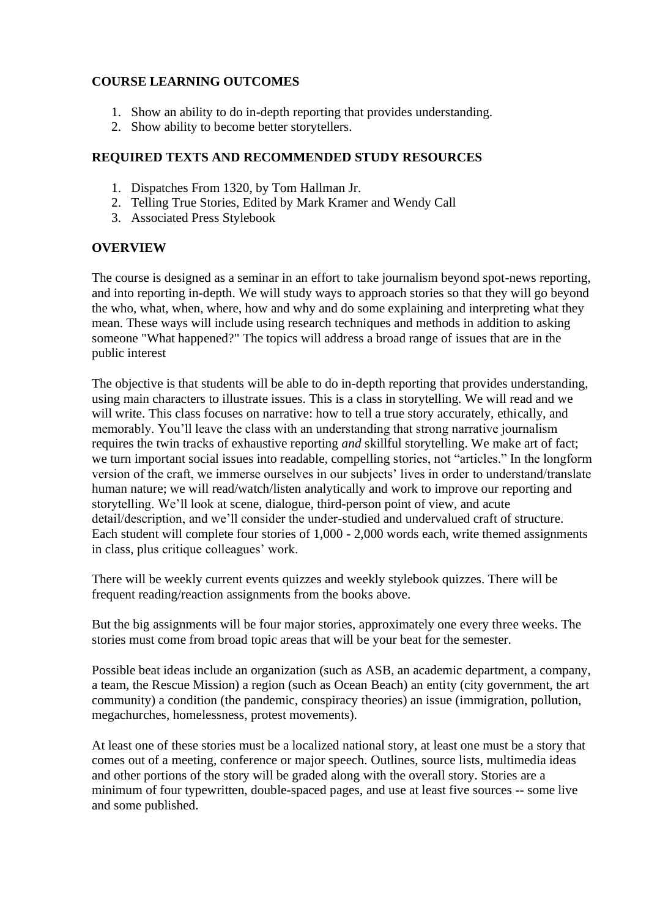## COURSE LEARNING OUTCOMES

1. Show an ability to do in-depth reporting that provides understanding.
2. Show ability to become better storytellers.

## REQUIRED TEXTS AND RECOMMENDED STUDY RESOURCES

1. Dispatches From 1320, by Tom Hallman Jr.
2. Telling True Stories, Edited by Mark Kramer and Wendy Call
3. Associated Press Stylebook

## OVERVIEW

The course is designed as a seminar in an effort to take journalism beyond spot-news reporting, and into reporting in-depth. We will study ways to approach stories so that they will go beyond the who, what, when, where, how and why and do some explaining and interpreting what they mean. These ways will include using research techniques and methods in addition to asking someone "What happened?" The topics will address a broad range of issues that are in the public interest

The objective is that students will be able to do in-depth reporting that provides understanding, using main characters to illustrate issues. This is a class in storytelling. We will read and we will write. This class focuses on narrative: how to tell a true story accurately, ethically, and memorably. You'll leave the class with an understanding that strong narrative journalism requires the twin tracks of exhaustive reporting *and* skillful storytelling. We make art of fact; we turn important social issues into readable, compelling stories, not "articles." In the longform version of the craft, we immerse ourselves in our subjects' lives in order to understand/translate human nature; we will read/watch/listen analytically and work to improve our reporting and storytelling. We'll look at scene, dialogue, third-person point of view, and acute detail/description, and we'll consider the under-studied and undervalued craft of structure. Each student will complete four stories of 1,000 - 2,000 words each, write themed assignments in class, plus critique colleagues' work.

There will be weekly current events quizzes and weekly stylebook quizzes. There will be frequent reading/reaction assignments from the books above.

But the big assignments will be four major stories, approximately one every three weeks. The stories must come from broad topic areas that will be your beat for the semester.

Possible beat ideas include an organization (such as ASB, an academic department, a company, a team, the Rescue Mission) a region (such as Ocean Beach) an entity (city government, the art community) a condition (the pandemic, conspiracy theories) an issue (immigration, pollution, megachurches, homelessness, protest movements).

At least one of these stories must be a localized national story, at least one must be a story that comes out of a meeting, conference or major speech. Outlines, source lists, multimedia ideas and other portions of the story will be graded along with the overall story. Stories are a minimum of four typewritten, double-spaced pages, and use at least five sources -- some live and some published.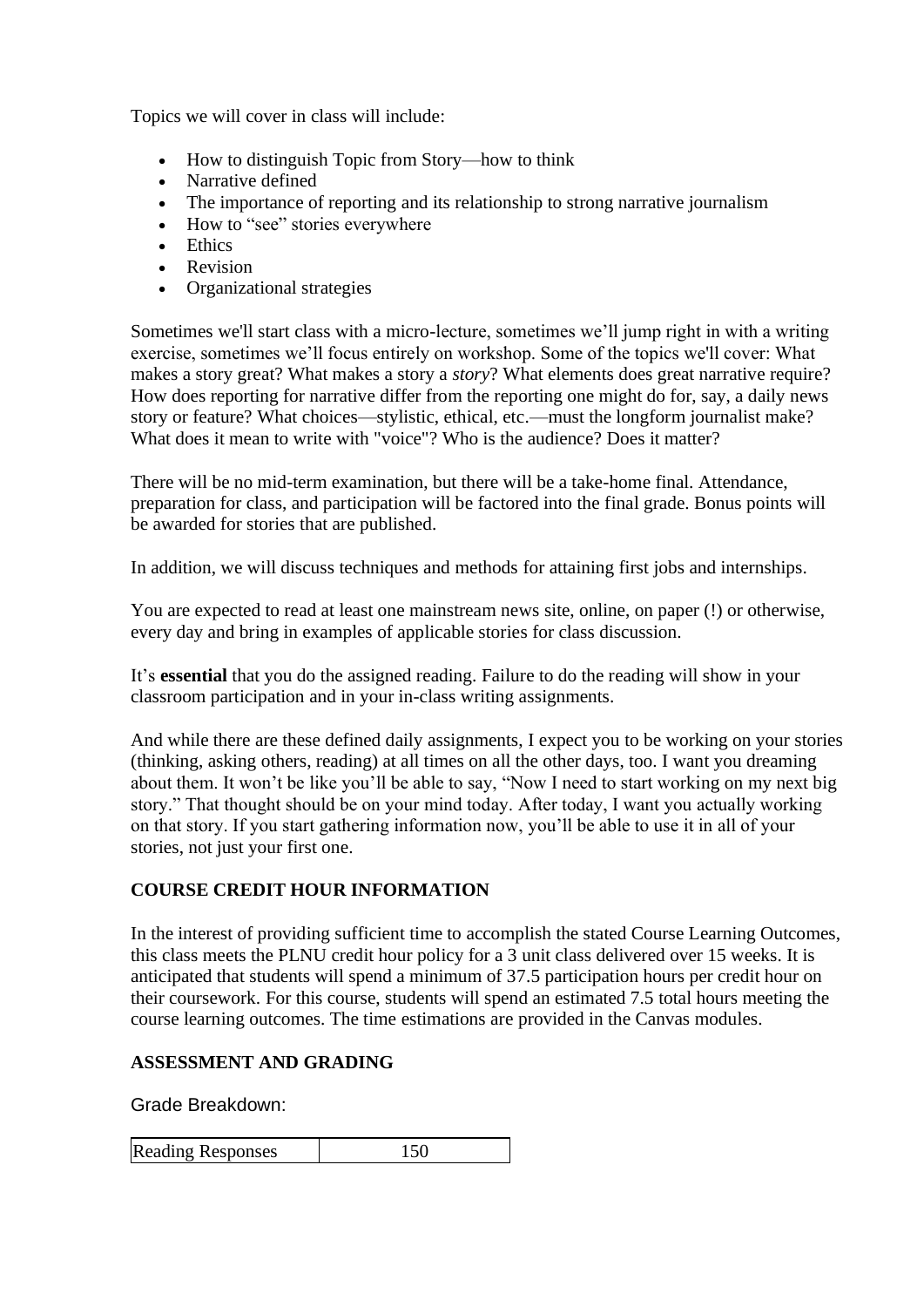Topics we will cover in class will include:

- How to distinguish Topic from Story—how to think
- Narrative defined
- The importance of reporting and its relationship to strong narrative journalism
- How to "see" stories everywhere
- Ethics
- Revision
- Organizational strategies

Sometimes we'll start class with a micro-lecture, sometimes we'll jump right in with a writing exercise, sometimes we'll focus entirely on workshop. Some of the topics we'll cover: What makes a story great? What makes a story a *story*? What elements does great narrative require? How does reporting for narrative differ from the reporting one might do for, say, a daily news story or feature? What choices—stylistic, ethical, etc.—must the longform journalist make? What does it mean to write with "voice"? Who is the audience? Does it matter?

There will be no mid-term examination, but there will be a take-home final. Attendance, preparation for class, and participation will be factored into the final grade. Bonus points will be awarded for stories that are published.

In addition, we will discuss techniques and methods for attaining first jobs and internships.

You are expected to read at least one mainstream news site, online, on paper (!) or otherwise, every day and bring in examples of applicable stories for class discussion.

It's **essential** that you do the assigned reading. Failure to do the reading will show in your classroom participation and in your in-class writing assignments.

And while there are these defined daily assignments, I expect you to be working on your stories (thinking, asking others, reading) at all times on all the other days, too. I want you dreaming about them. It won't be like you'll be able to say, "Now I need to start working on my next big story." That thought should be on your mind today. After today, I want you actually working on that story. If you start gathering information now, you'll be able to use it in all of your stories, not just your first one.

## COURSE CREDIT HOUR INFORMATION

In the interest of providing sufficient time to accomplish the stated Course Learning Outcomes, this class meets the PLNU credit hour policy for a 3 unit class delivered over 15 weeks. It is anticipated that students will spend a minimum of 37.5 participation hours per credit hour on their coursework. For this course, students will spend an estimated 7.5 total hours meeting the course learning outcomes. The time estimations are provided in the Canvas modules.

## ASSESSMENT AND GRADING

Grade Breakdown:

| Reading Responses | 150 |
|---|---|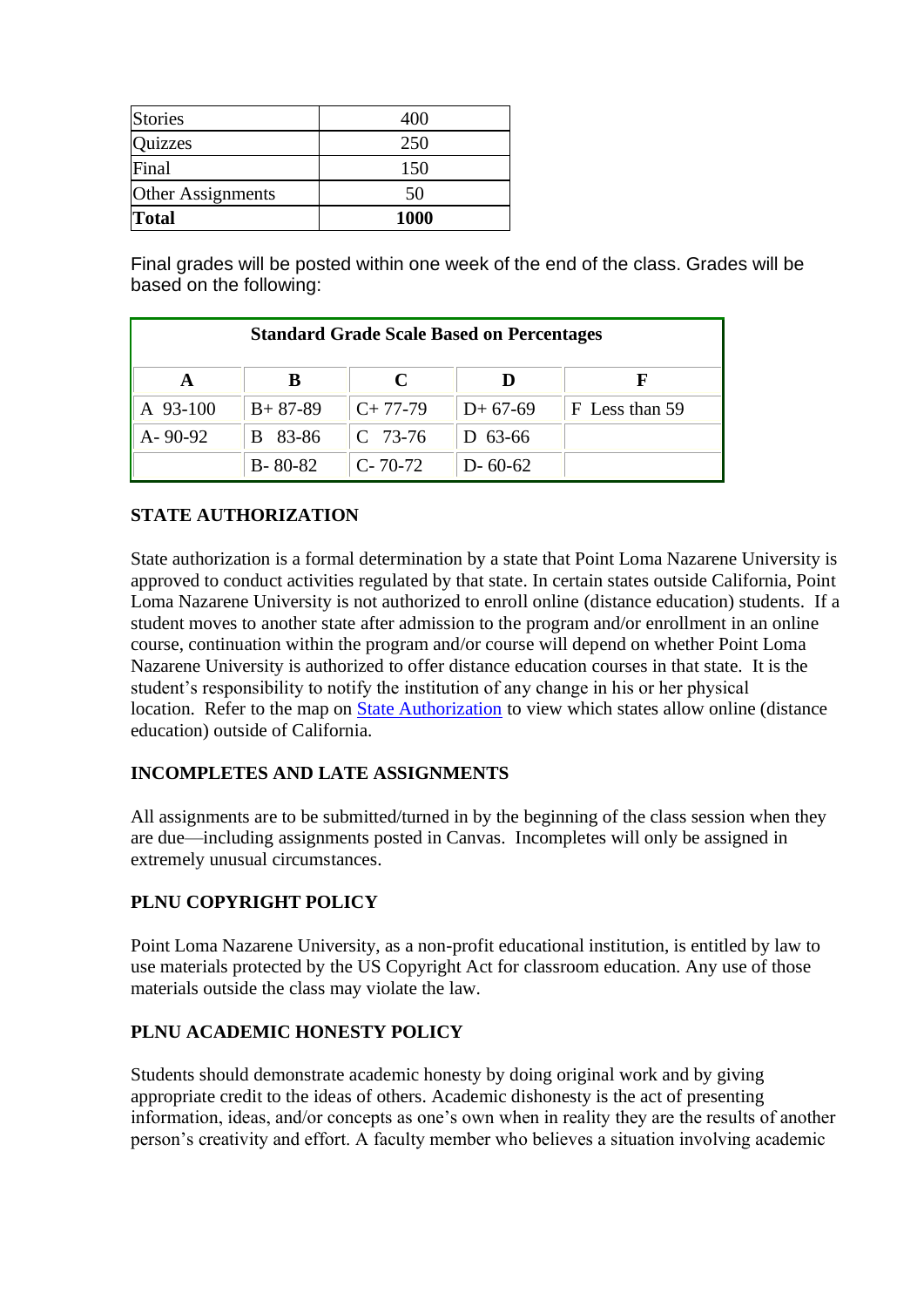| Stories | 400 |
| --- | --- |
| Quizzes | 250 |
| Final | 150 |
| Other Assignments | 50 |
| **Total** | **1000** |

Final grades will be posted within one week of the end of the class. Grades will be based on the following:

| **Standard Grade Scale Based on Percentages** | | | | |
| --- | --- | --- | --- | --- |
| **A** | **B** | **C** | **D** | **F** |
| A 93-100 | B+ 87-89 | C+ 77-79 | D+ 67-69 | F Less than 59 |
| A- 90-92 | B 83-86 | C 73-76 | D 63-66 | |
| | B- 80-82 | C- 70-72 | D- 60-62 | |

**STATE AUTHORIZATION**

State authorization is a formal determination by a state that Point Loma Nazarene University is approved to conduct activities regulated by that state. In certain states outside California, Point Loma Nazarene University is not authorized to enroll online (distance education) students. If a student moves to another state after admission to the program and/or enrollment in an online course, continuation within the program and/or course will depend on whether Point Loma Nazarene University is authorized to offer distance education courses in that state. It is the student's responsibility to notify the institution of any change in his or her physical location. Refer to the map on State Authorization to view which states allow online (distance education) outside of California.

**INCOMPLETES AND LATE ASSIGNMENTS**

All assignments are to be submitted/turned in by the beginning of the class session when they are due—including assignments posted in Canvas. Incompletes will only be assigned in extremely unusual circumstances.

**PLNU COPYRIGHT POLICY**

Point Loma Nazarene University, as a non-profit educational institution, is entitled by law to use materials protected by the US Copyright Act for classroom education. Any use of those materials outside the class may violate the law.

**PLNU ACADEMIC HONESTY POLICY**

Students should demonstrate academic honesty by doing original work and by giving appropriate credit to the ideas of others. Academic dishonesty is the act of presenting information, ideas, and/or concepts as one's own when in reality they are the results of another person's creativity and effort. A faculty member who believes a situation involving academic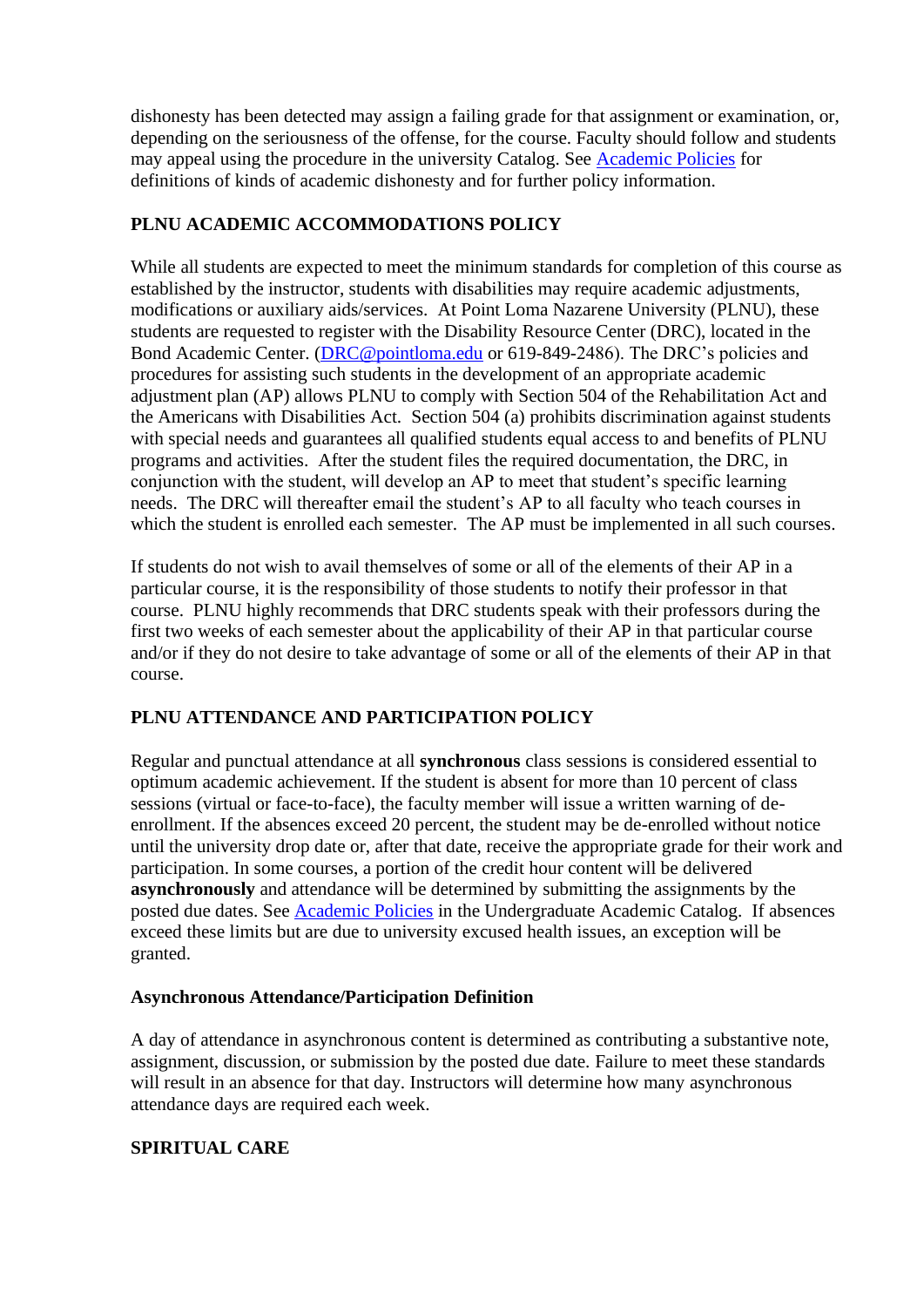dishonesty has been detected may assign a failing grade for that assignment or examination, or, depending on the seriousness of the offense, for the course. Faculty should follow and students may appeal using the procedure in the university Catalog. See [Academic Policies] for definitions of kinds of academic dishonesty and for further policy information.

## PLNU ACADEMIC ACCOMMODATIONS POLICY

While all students are expected to meet the minimum standards for completion of this course as established by the instructor, students with disabilities may require academic adjustments, modifications or auxiliary aids/services. At Point Loma Nazarene University (PLNU), these students are requested to register with the Disability Resource Center (DRC), located in the Bond Academic Center. (DRC@pointloma.edu or 619-849-2486). The DRC's policies and procedures for assisting such students in the development of an appropriate academic adjustment plan (AP) allows PLNU to comply with Section 504 of the Rehabilitation Act and the Americans with Disabilities Act. Section 504 (a) prohibits discrimination against students with special needs and guarantees all qualified students equal access to and benefits of PLNU programs and activities. After the student files the required documentation, the DRC, in conjunction with the student, will develop an AP to meet that student's specific learning needs. The DRC will thereafter email the student's AP to all faculty who teach courses in which the student is enrolled each semester. The AP must be implemented in all such courses.

If students do not wish to avail themselves of some or all of the elements of their AP in a particular course, it is the responsibility of those students to notify their professor in that course. PLNU highly recommends that DRC students speak with their professors during the first two weeks of each semester about the applicability of their AP in that particular course and/or if they do not desire to take advantage of some or all of the elements of their AP in that course.

## PLNU ATTENDANCE AND PARTICIPATION POLICY

Regular and punctual attendance at all **synchronous** class sessions is considered essential to optimum academic achievement. If the student is absent for more than 10 percent of class sessions (virtual or face-to-face), the faculty member will issue a written warning of de-enrollment. If the absences exceed 20 percent, the student may be de-enrolled without notice until the university drop date or, after that date, receive the appropriate grade for their work and participation. In some courses, a portion of the credit hour content will be delivered **asynchronously** and attendance will be determined by submitting the assignments by the posted due dates. See [Academic Policies] in the Undergraduate Academic Catalog. If absences exceed these limits but are due to university excused health issues, an exception will be granted.

### Asynchronous Attendance/Participation Definition

A day of attendance in asynchronous content is determined as contributing a substantive note, assignment, discussion, or submission by the posted due date. Failure to meet these standards will result in an absence for that day. Instructors will determine how many asynchronous attendance days are required each week.

## SPIRITUAL CARE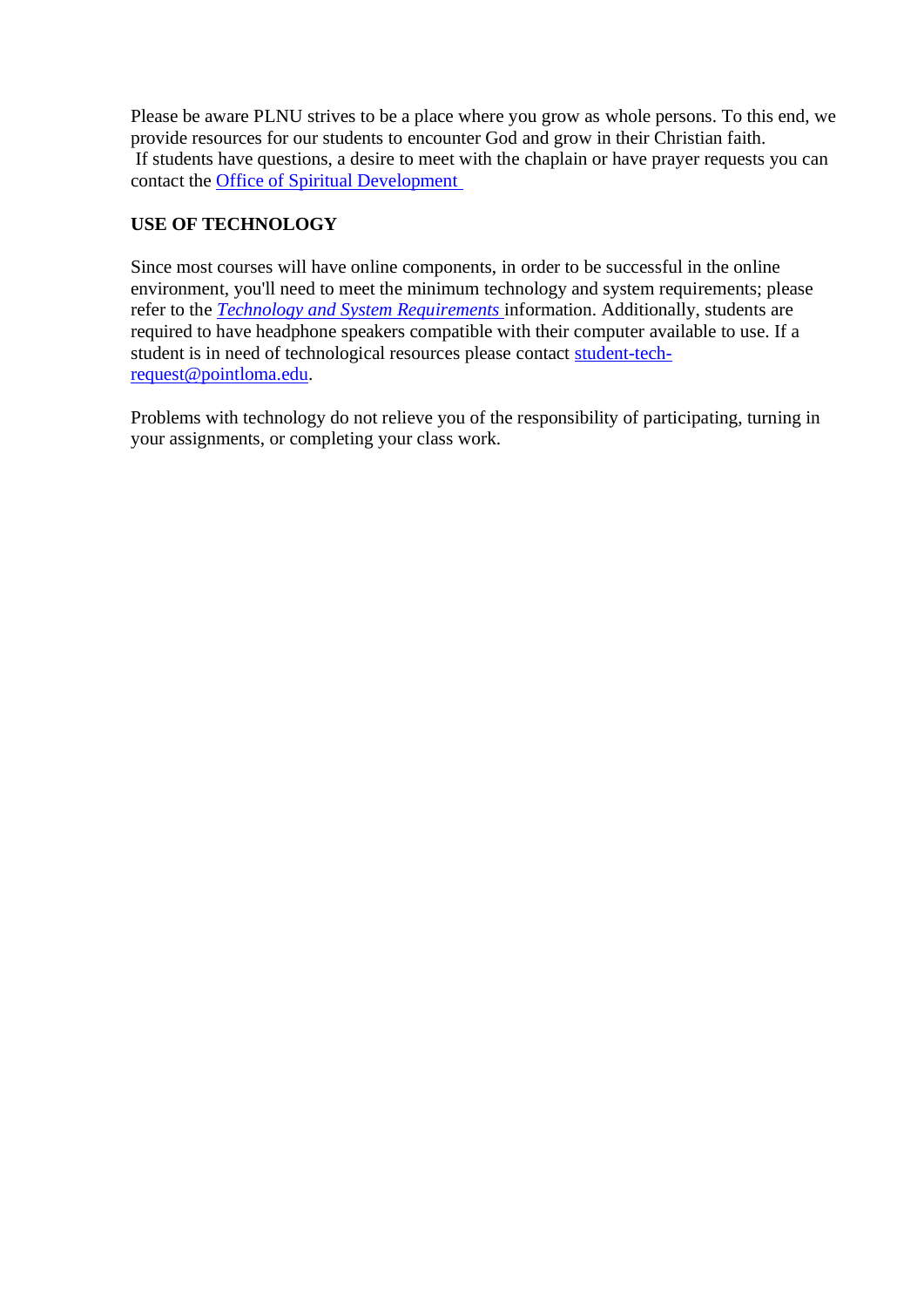Please be aware PLNU strives to be a place where you grow as whole persons. To this end, we provide resources for our students to encounter God and grow in their Christian faith.
If students have questions, a desire to meet with the chaplain or have prayer requests you can contact the Office of Spiritual Development

**USE OF TECHNOLOGY**

Since most courses will have online components, in order to be successful in the online environment, you'll need to meet the minimum technology and system requirements; please refer to the *Technology and System Requirements* information. Additionally, students are required to have headphone speakers compatible with their computer available to use. If a student is in need of technological resources please contact student-tech-request@pointloma.edu.

Problems with technology do not relieve you of the responsibility of participating, turning in your assignments, or completing your class work.